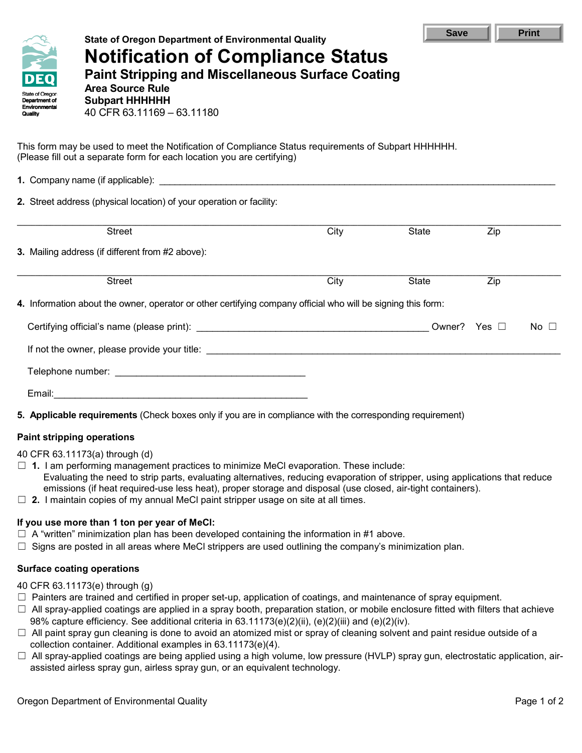State of Oregon Department of Environmental Quality

# Notification of Compliance Status

## Paint Stripping and Miscellaneous Surface Coating

### Area Source Rule

### Subpart HHHHHH

40 CFR 63.11169 – 63.11180

This form may be used to meet the Notification of Compliance Status requirements of Subpart HHHHHH.
(Please fill out a separate form for each location you are certifying)

**1.** Company name (if applicable): ______________________________

**2.** Street address (physical location) of your operation or facility:

______________________________
Street | City | State | Zip

**3.** Mailing address (if different from #2 above):

______________________________
Street | City | State | Zip

**4.** Information about the owner, operator or other certifying company official who will be signing this form:

Certifying official's name (please print): ______________________ Owner? Yes ☐ No ☐

If not the owner, please provide your title: ______________________

Telephone number: ______________________

Email: ______________________

**5. Applicable requirements** (Check boxes only if you are in compliance with the corresponding requirement)

**Paint stripping operations**

40 CFR 63.11173(a) through (d)

☐ **1.** I am performing management practices to minimize MeCl evaporation. These include: Evaluating the need to strip parts, evaluating alternatives, reducing evaporation of stripper, using applications that reduce emissions (if heat required-use less heat), proper storage and disposal (use closed, air-tight containers).

☐ **2.** I maintain copies of my annual MeCl paint stripper usage on site at all times.

**If you use more than 1 ton per year of MeCl:**

☐ A "written" minimization plan has been developed containing the information in #1 above.

☐ Signs are posted in all areas where MeCl strippers are used outlining the company's minimization plan.

**Surface coating operations**

40 CFR 63.11173(e) through (g)

☐ Painters are trained and certified in proper set-up, application of coatings, and maintenance of spray equipment.

☐ All spray-applied coatings are applied in a spray booth, preparation station, or mobile enclosure fitted with filters that achieve 98% capture efficiency. See additional criteria in 63.11173(e)(2)(ii), (e)(2)(iii) and (e)(2)(iv).

☐ All paint spray gun cleaning is done to avoid an atomized mist or spray of cleaning solvent and paint residue outside of a collection container. Additional examples in 63.11173(e)(4).

☐ All spray-applied coatings are being applied using a high volume, low pressure (HVLP) spray gun, electrostatic application, air-assisted airless spray gun, airless spray gun, or an equivalent technology.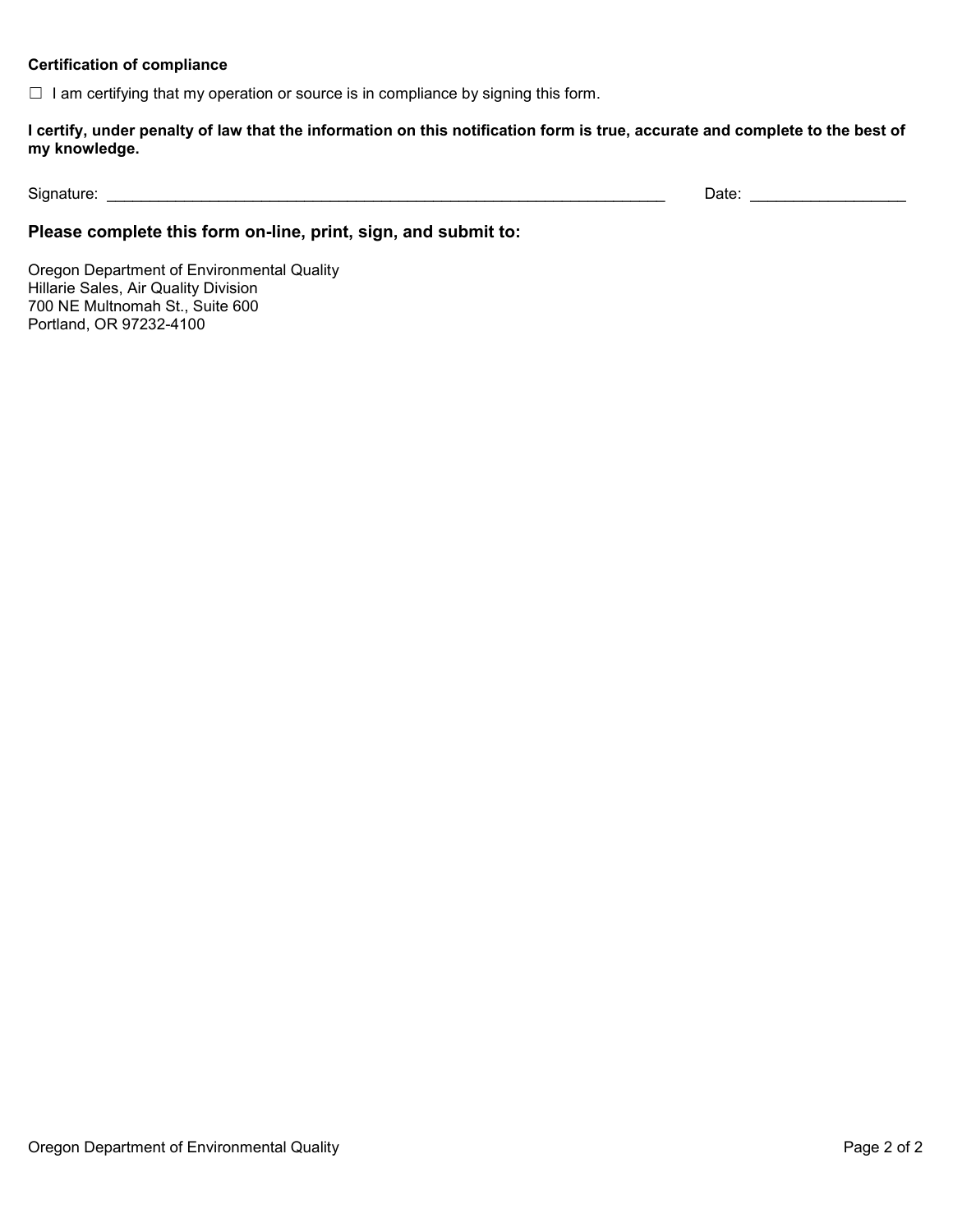**Certification of compliance**

☐ I am certifying that my operation or source is in compliance by signing this form.

**I certify, under penalty of law that the information on this notification form is true, accurate and complete to the best of my knowledge.**

Signature: ___________________________________________________________________ Date: __________________

### Please complete this form on-line, print, sign, and submit to:

Oregon Department of Environmental Quality
Hillarie Sales, Air Quality Division
700 NE Multnomah St., Suite 600
Portland, OR 97232-4100